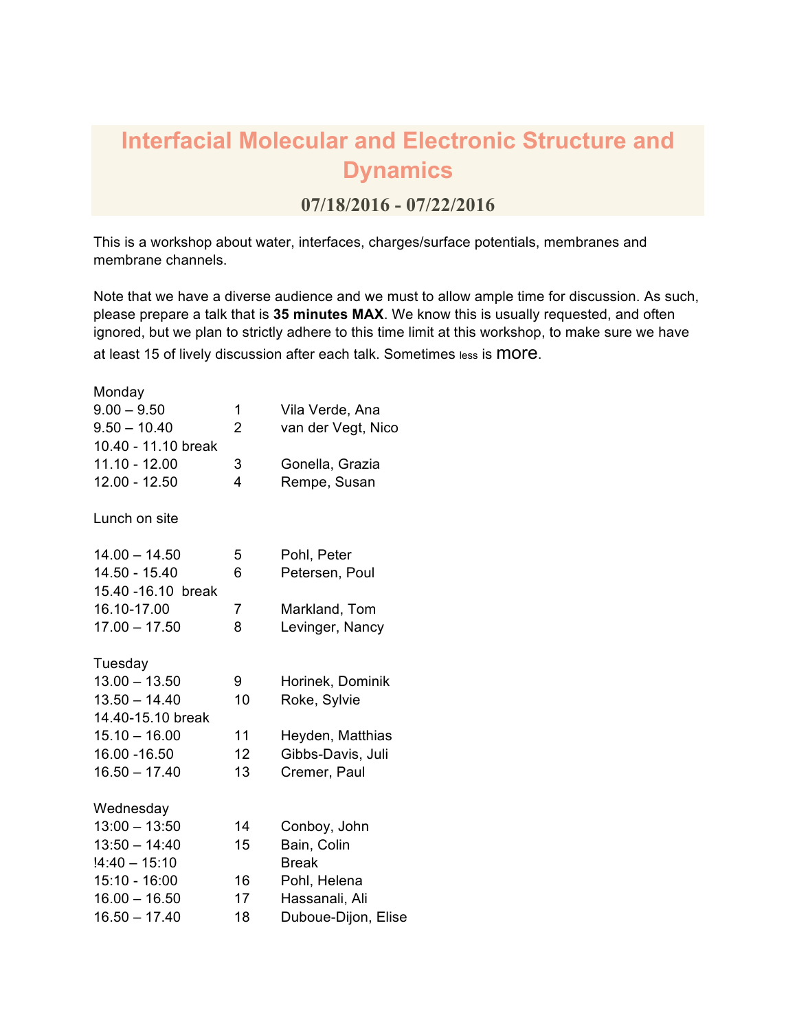# Interfacial Molecular and Electronic Structure and Dynamics

## 07/18/2016 - 07/22/2016

This is a workshop about water, interfaces, charges/surface potentials, membranes and membrane channels.

Note that we have a diverse audience and we must to allow ample time for discussion. As such, please prepare a talk that is **35 minutes MAX**. We know this is usually requested, and often ignored, but we plan to strictly adhere to this time limit at this workshop, to make sure we have at least 15 of lively discussion after each talk. Sometimes less is more.

Monday

| | | |
|---|---|---|
| 9.00 – 9.50 | 1 | Vila Verde, Ana |
| 9.50 – 10.40 | 2 | van der Vegt, Nico |
| 10.40 - 11.10 break | | |
| 11.10 - 12.00 | 3 | Gonella, Grazia |
| 12.00 - 12.50 | 4 | Rempe, Susan |

Lunch on site

| | | |
|---|---|---|
| 14.00 – 14.50 | 5 | Pohl, Peter |
| 14.50 - 15.40 | 6 | Petersen, Poul |
| 15.40 -16.10 break | | |
| 16.10-17.00 | 7 | Markland, Tom |
| 17.00 – 17.50 | 8 | Levinger, Nancy |

Tuesday

| | | |
|---|---|---|
| 13.00 – 13.50 | 9 | Horinek, Dominik |
| 13.50 – 14.40 | 10 | Roke, Sylvie |
| 14.40-15.10 break | | |
| 15.10 – 16.00 | 11 | Heyden, Matthias |
| 16.00 -16.50 | 12 | Gibbs-Davis, Juli |
| 16.50 – 17.40 | 13 | Cremer, Paul |

Wednesday

| | | |
|---|---|---|
| 13:00 – 13:50 | 14 | Conboy, John |
| 13:50 – 14:40 | 15 | Bain, Colin |
| !4:40 – 15:10 | | Break |
| 15:10 - 16:00 | 16 | Pohl, Helena |
| 16.00 – 16.50 | 17 | Hassanali, Ali |
| 16.50 – 17.40 | 18 | Duboue-Dijon, Elise |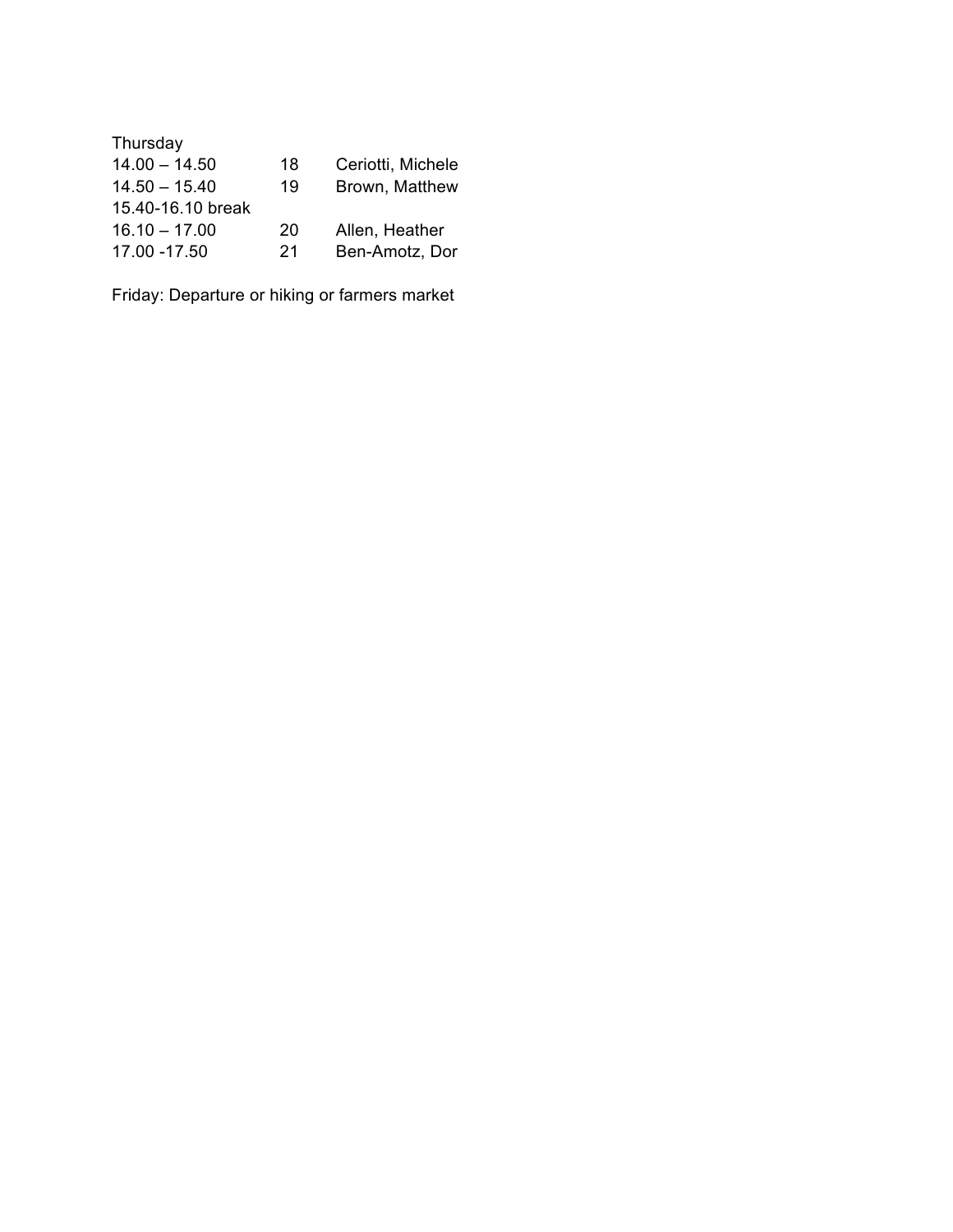Thursday

| | | |
|---|---|---|
| 14.00 – 14.50 | 18 | Ceriotti, Michele |
| 14.50 – 15.40 | 19 | Brown, Matthew |
| 15.40-16.10 break | | |
| 16.10 – 17.00 | 20 | Allen, Heather |
| 17.00 -17.50 | 21 | Ben-Amotz, Dor |

Friday: Departure or hiking or farmers market